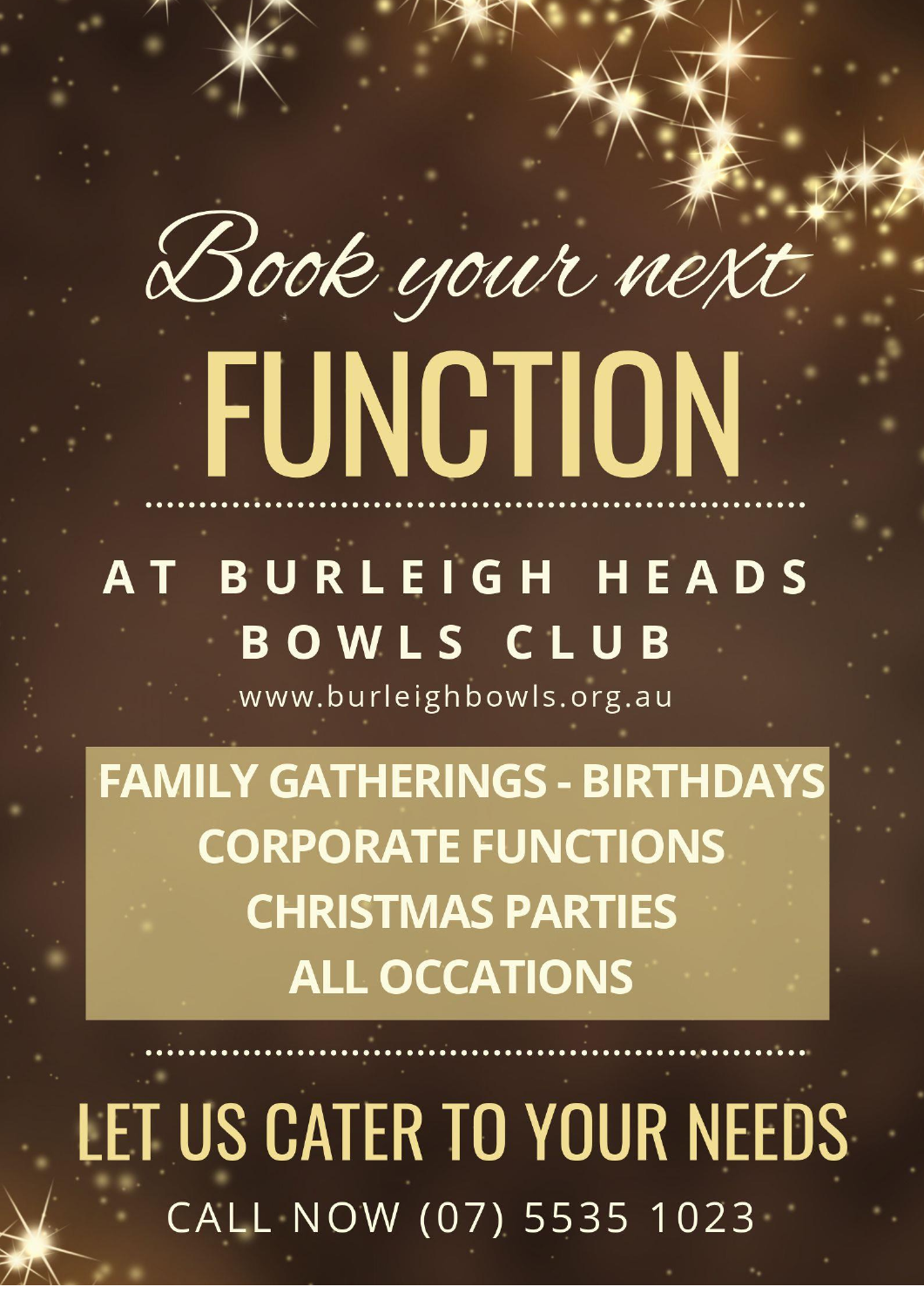# Book your next FUNCTION

## AT BURLEIGH HEADS BOWLS CLUB

www.burleighbowls.org.au

**FAMILY GATHERINGS - BIRTHDAYS**
**CORPORATE FUNCTIONS**
**CHRISTMAS PARTIES**
**ALL OCCATIONS**

## LET US CATER TO YOUR NEEDS

CALL NOW (07) 5535 1023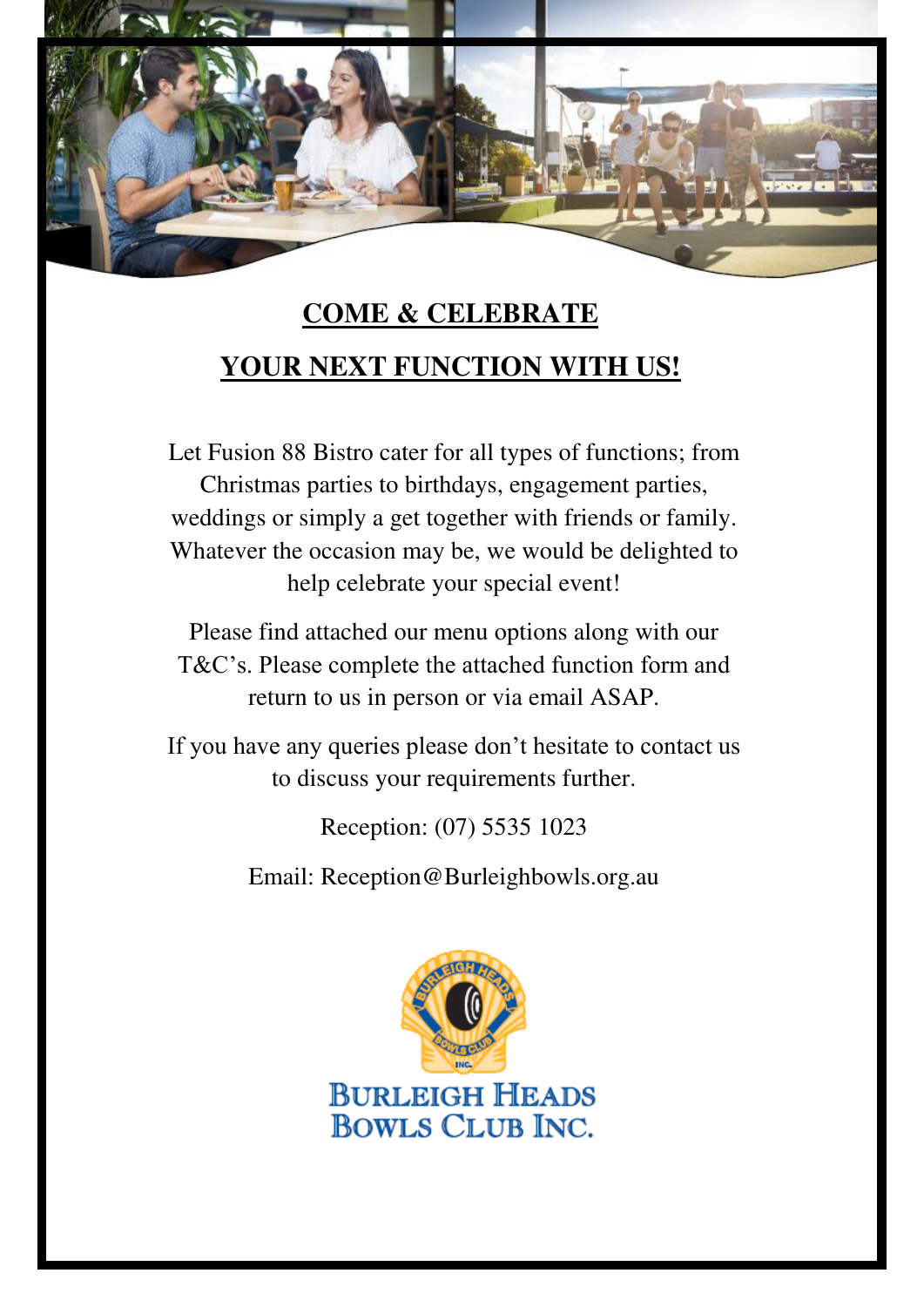## COME & CELEBRATE

## YOUR NEXT FUNCTION WITH US!

Let Fusion 88 Bistro cater for all types of functions; from Christmas parties to birthdays, engagement parties, weddings or simply a get together with friends or family. Whatever the occasion may be, we would be delighted to help celebrate your special event!

Please find attached our menu options along with our T&C's. Please complete the attached function form and return to us in person or via email ASAP.

If you have any queries please don't hesitate to contact us to discuss your requirements further.

Reception: (07) 5535 1023

Email: Reception@Burleighbowls.org.au

BURLEIGH HEADS BOWLS CLUB INC.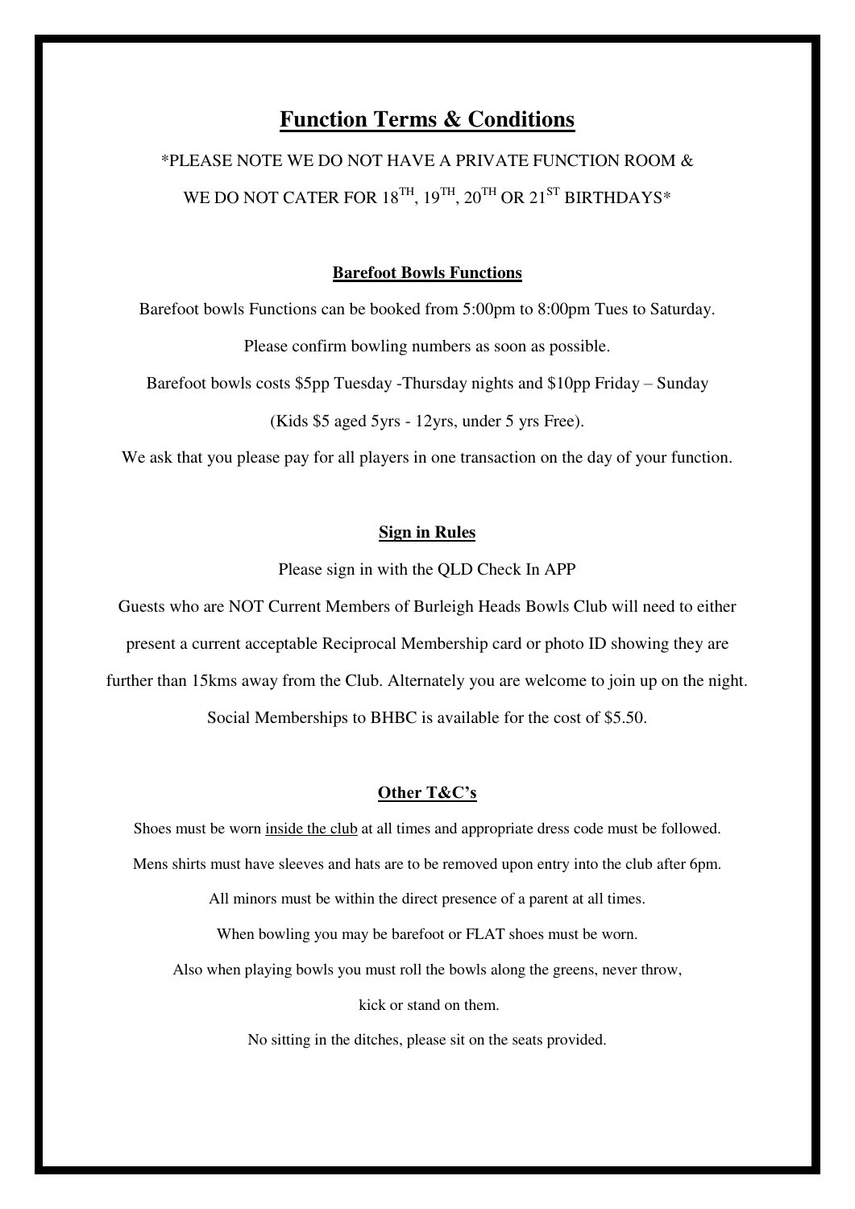# Function Terms & Conditions

*PLEASE NOTE WE DO NOT HAVE A PRIVATE FUNCTION ROOM &
WE DO NOT CATER FOR 18TH, 19TH, 20TH OR 21ST BIRTHDAYS*

## Barefoot Bowls Functions

Barefoot bowls Functions can be booked from 5:00pm to 8:00pm Tues to Saturday.

Please confirm bowling numbers as soon as possible.

Barefoot bowls costs $5pp Tuesday -Thursday nights and $10pp Friday – Sunday

(Kids $5 aged 5yrs - 12yrs, under 5 yrs Free).

We ask that you please pay for all players in one transaction on the day of your function.

## Sign in Rules

Please sign in with the QLD Check In APP

Guests who are NOT Current Members of Burleigh Heads Bowls Club will need to either present a current acceptable Reciprocal Membership card or photo ID showing they are further than 15kms away from the Club. Alternately you are welcome to join up on the night.

Social Memberships to BHBC is available for the cost of $5.50.

## Other T&C's

Shoes must be worn inside the club at all times and appropriate dress code must be followed.

Mens shirts must have sleeves and hats are to be removed upon entry into the club after 6pm.

All minors must be within the direct presence of a parent at all times.

When bowling you may be barefoot or FLAT shoes must be worn.

Also when playing bowls you must roll the bowls along the greens, never throw, kick or stand on them.

No sitting in the ditches, please sit on the seats provided.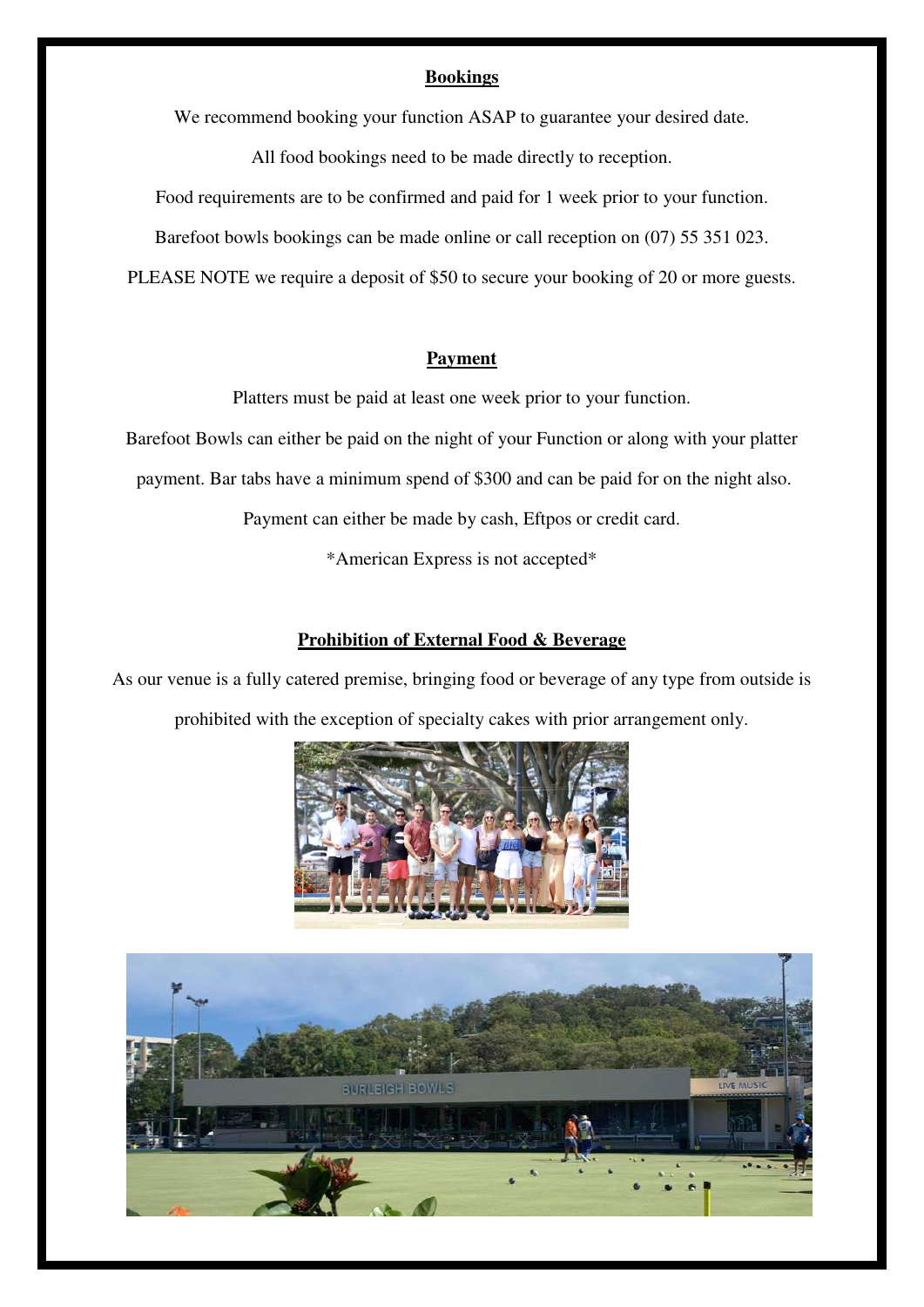## Bookings

We recommend booking your function ASAP to guarantee your desired date.

All food bookings need to be made directly to reception.

Food requirements are to be confirmed and paid for 1 week prior to your function.

Barefoot bowls bookings can be made online or call reception on (07) 55 351 023.

PLEASE NOTE we require a deposit of $50 to secure your booking of 20 or more guests.

## Payment

Platters must be paid at least one week prior to your function.

Barefoot Bowls can either be paid on the night of your Function or along with your platter payment. Bar tabs have a minimum spend of $300 and can be paid for on the night also.

Payment can either be made by cash, Eftpos or credit card.

*American Express is not accepted*

## Prohibition of External Food & Beverage

As our venue is a fully catered premise, bringing food or beverage of any type from outside is prohibited with the exception of specialty cakes with prior arrangement only.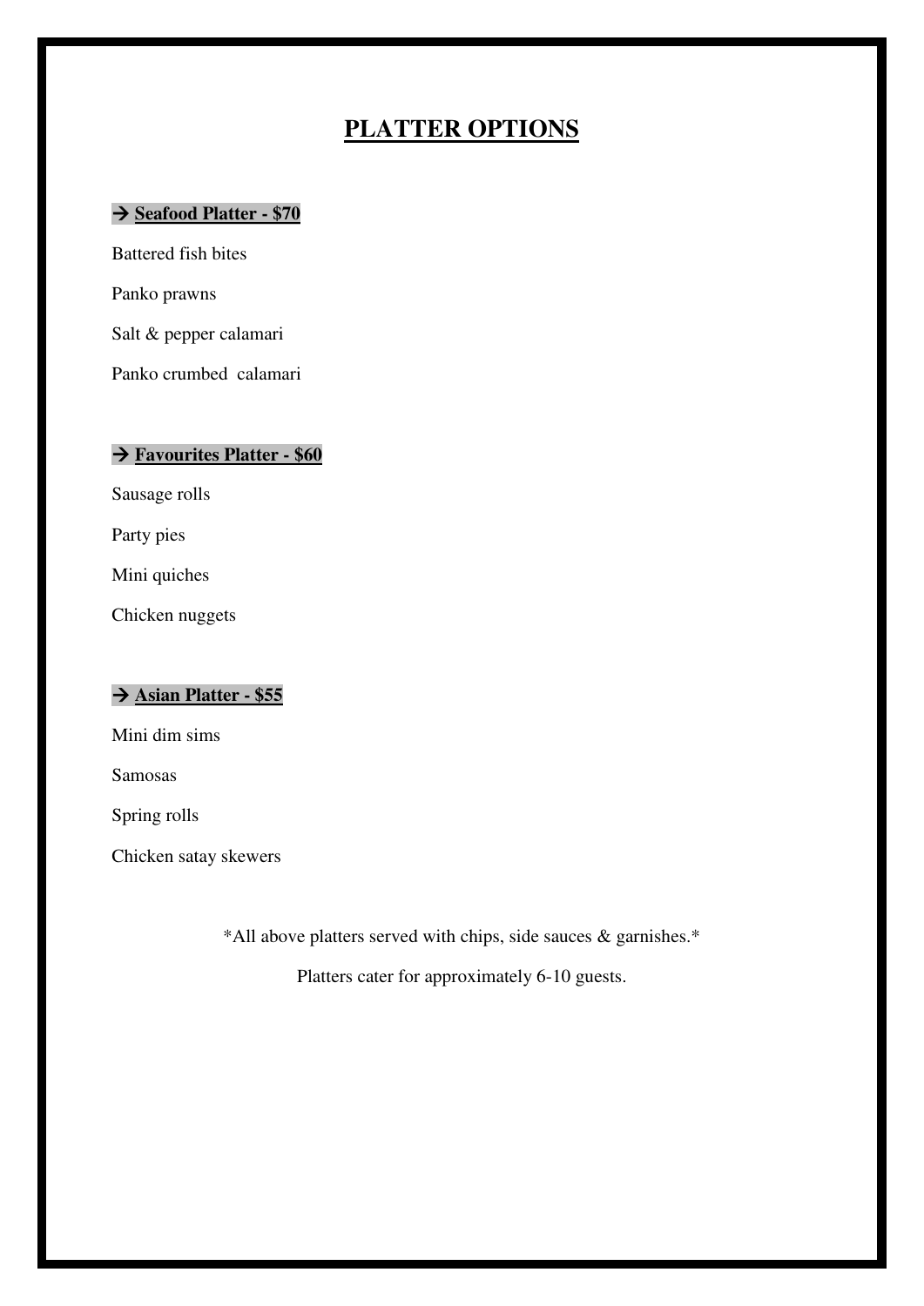# PLATTER OPTIONS

→ **Seafood Platter - $70**

Battered fish bites

Panko prawns

Salt & pepper calamari

Panko crumbed calamari

→ **Favourites Platter - $60**

Sausage rolls

Party pies

Mini quiches

Chicken nuggets

→ **Asian Platter - $55**

Mini dim sims

Samosas

Spring rolls

Chicken satay skewers

*All above platters served with chips, side sauces & garnishes.*

Platters cater for approximately 6-10 guests.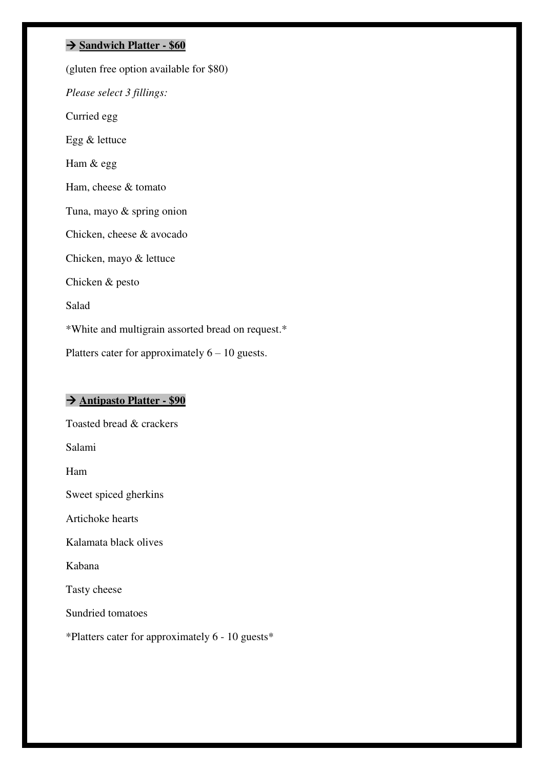## → **Sandwich Platter - $60**

(gluten free option available for $80)

*Please select 3 fillings:*

Curried egg

Egg & lettuce

Ham & egg

Ham, cheese & tomato

Tuna, mayo & spring onion

Chicken, cheese & avocado

Chicken, mayo & lettuce

Chicken & pesto

Salad

*White and multigrain assorted bread on request.*

Platters cater for approximately 6 – 10 guests.

## → **Antipasto Platter - $90**

Toasted bread & crackers

Salami

Ham

Sweet spiced gherkins

Artichoke hearts

Kalamata black olives

Kabana

Tasty cheese

Sundried tomatoes

*Platters cater for approximately 6 - 10 guests*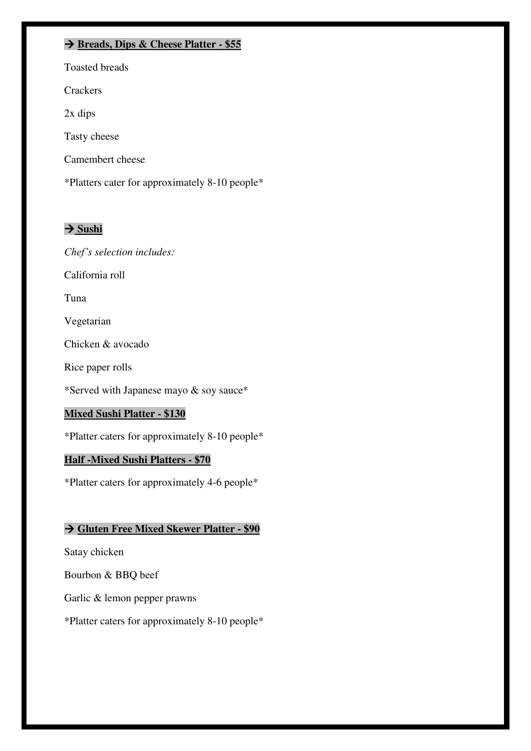### → **Breads, Dips & Cheese Platter - $55**

Toasted breads

Crackers

2x dips

Tasty cheese

Camembert cheese

*Platters cater for approximately 8-10 people*

### → **Sushi**

*Chef's selection includes:*

California roll

Tuna

Vegetarian

Chicken & avocado

Rice paper rolls

*Served with Japanese mayo & soy sauce*

**Mixed Sushi Platter - $130**

*Platter caters for approximately 8-10 people*

**Half -Mixed Sushi Platters - $70**

*Platter caters for approximately 4-6 people*

### → **Gluten Free Mixed Skewer Platter - $90**

Satay chicken

Bourbon & BBQ beef

Garlic & lemon pepper prawns

*Platter caters for approximately 8-10 people*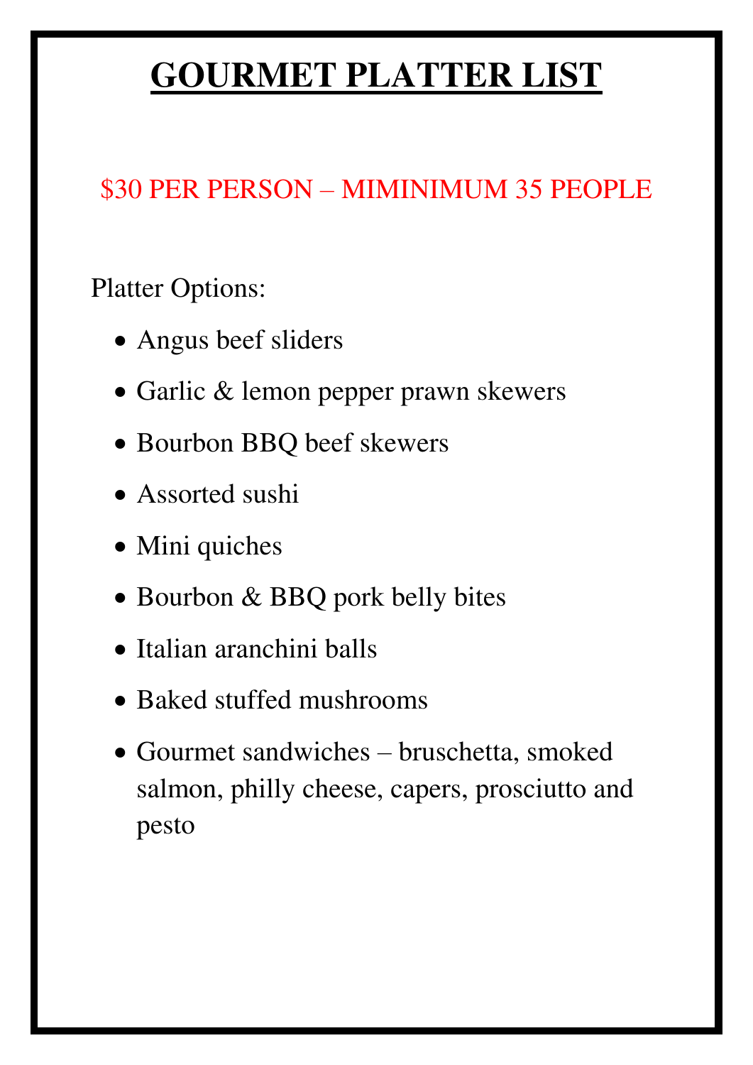# GOURMET PLATTER LIST

$30 PER PERSON – MIMINIMUM 35 PEOPLE

Platter Options:

- Angus beef sliders
- Garlic & lemon pepper prawn skewers
- Bourbon BBQ beef skewers
- Assorted sushi
- Mini quiches
- Bourbon & BBQ pork belly bites
- Italian aranchini balls
- Baked stuffed mushrooms
- Gourmet sandwiches – bruschetta, smoked salmon, philly cheese, capers, prosciutto and pesto